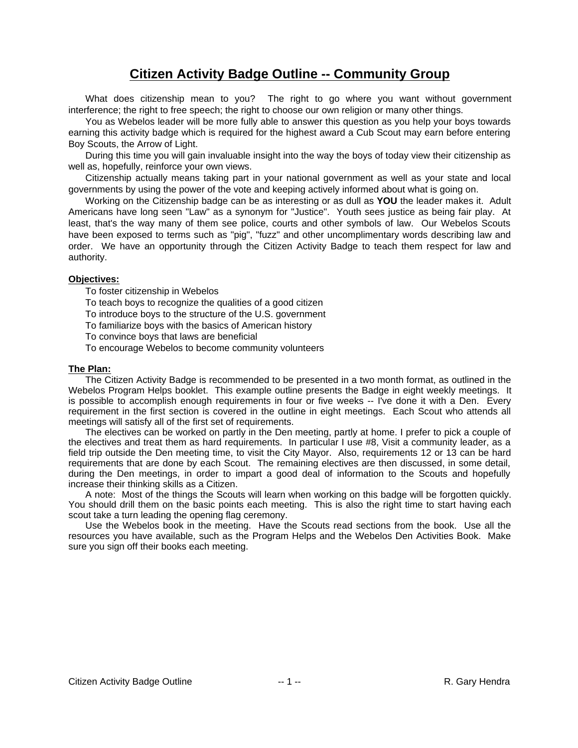# Citizen Activity Badge Outline -- Community Group

What does citizenship mean to you? The right to go where you want without government interference; the right to free speech; the right to choose our own religion or many other things.

You as Webelos leader will be more fully able to answer this question as you help your boys towards earning this activity badge which is required for the highest award a Cub Scout may earn before entering Boy Scouts, the Arrow of Light.

During this time you will gain invaluable insight into the way the boys of today view their citizenship as well as, hopefully, reinforce your own views.

Citizenship actually means taking part in your national government as well as your state and local governments by using the power of the vote and keeping actively informed about what is going on.

Working on the Citizenship badge can be as interesting or as dull as **YOU** the leader makes it. Adult Americans have long seen "Law" as a synonym for "Justice". Youth sees justice as being fair play. At least, that's the way many of them see police, courts and other symbols of law. Our Webelos Scouts have been exposed to terms such as "pig", "fuzz" and other uncomplimentary words describing law and order. We have an opportunity through the Citizen Activity Badge to teach them respect for law and authority.

**Objectives:**

To foster citizenship in Webelos
To teach boys to recognize the qualities of a good citizen
To introduce boys to the structure of the U.S. government
To familiarize boys with the basics of American history
To convince boys that laws are beneficial
To encourage Webelos to become community volunteers

**The Plan:**

The Citizen Activity Badge is recommended to be presented in a two month format, as outlined in the Webelos Program Helps booklet. This example outline presents the Badge in eight weekly meetings. It is possible to accomplish enough requirements in four or five weeks -- I've done it with a Den. Every requirement in the first section is covered in the outline in eight meetings. Each Scout who attends all meetings will satisfy all of the first set of requirements.

The electives can be worked on partly in the Den meeting, partly at home. I prefer to pick a couple of the electives and treat them as hard requirements. In particular I use #8, Visit a community leader, as a field trip outside the Den meeting time, to visit the City Mayor. Also, requirements 12 or 13 can be hard requirements that are done by each Scout. The remaining electives are then discussed, in some detail, during the Den meetings, in order to impart a good deal of information to the Scouts and hopefully increase their thinking skills as a Citizen.

A note: Most of the things the Scouts will learn when working on this badge will be forgotten quickly. You should drill them on the basic points each meeting. This is also the right time to start having each scout take a turn leading the opening flag ceremony.

Use the Webelos book in the meeting. Have the Scouts read sections from the book. Use all the resources you have available, such as the Program Helps and the Webelos Den Activities Book. Make sure you sign off their books each meeting.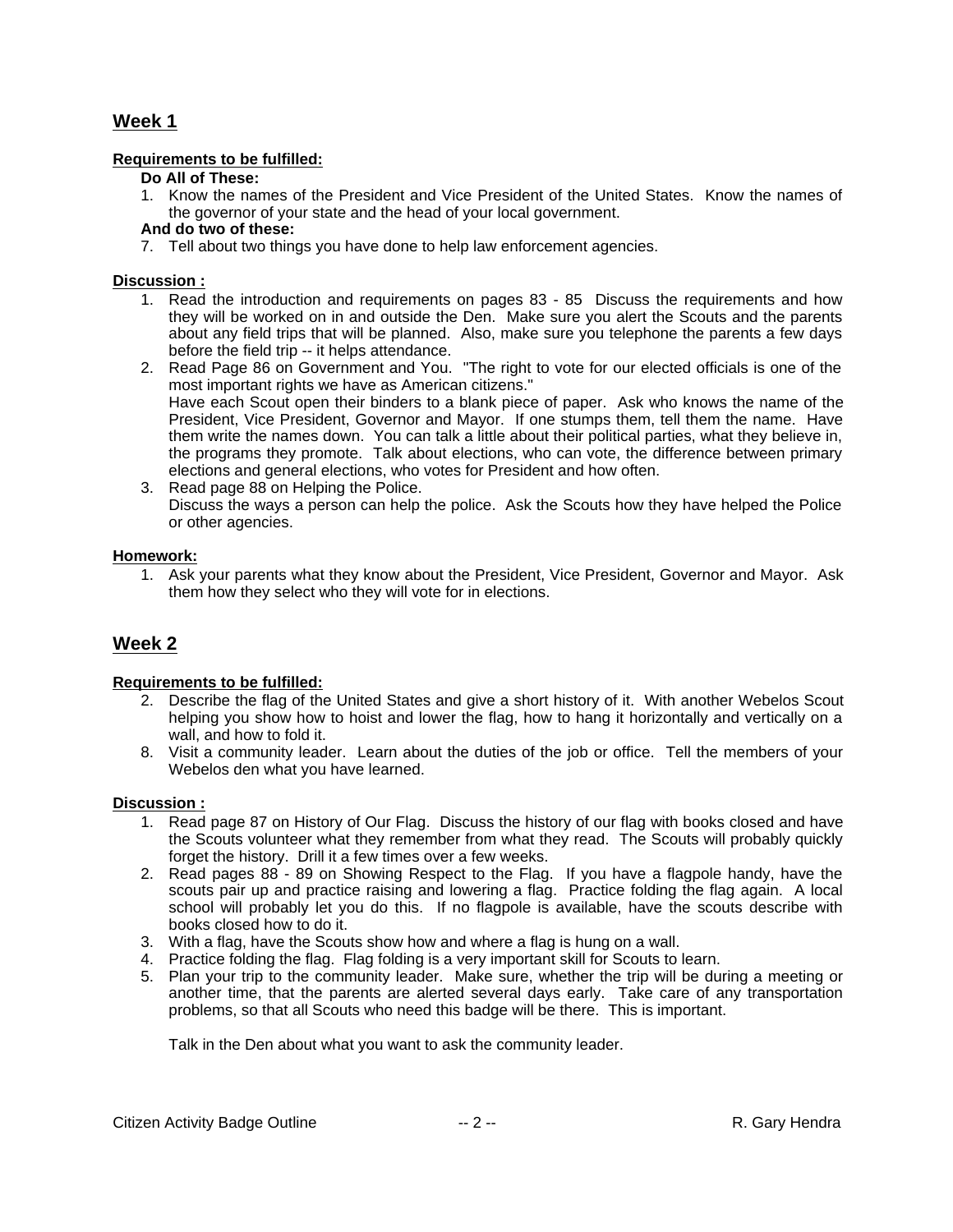## Week 1

**Requirements to be fulfilled:**

**Do All of These:**

1. Know the names of the President and Vice President of the United States. Know the names of the governor of your state and the head of your local government.

**And do two of these:**

7. Tell about two things you have done to help law enforcement agencies.

**Discussion :**

1. Read the introduction and requirements on pages 83 - 85 Discuss the requirements and how they will be worked on in and outside the Den. Make sure you alert the Scouts and the parents about any field trips that will be planned. Also, make sure you telephone the parents a few days before the field trip -- it helps attendance.
2. Read Page 86 on Government and You. "The right to vote for our elected officials is one of the most important rights we have as American citizens."
   Have each Scout open their binders to a blank piece of paper. Ask who knows the name of the President, Vice President, Governor and Mayor. If one stumps them, tell them the name. Have them write the names down. You can talk a little about their political parties, what they believe in, the programs they promote. Talk about elections, who can vote, the difference between primary elections and general elections, who votes for President and how often.
3. Read page 88 on Helping the Police.
   Discuss the ways a person can help the police. Ask the Scouts how they have helped the Police or other agencies.

**Homework:**

1. Ask your parents what they know about the President, Vice President, Governor and Mayor. Ask them how they select who they will vote for in elections.

## Week 2

**Requirements to be fulfilled:**

2. Describe the flag of the United States and give a short history of it. With another Webelos Scout helping you show how to hoist and lower the flag, how to hang it horizontally and vertically on a wall, and how to fold it.
8. Visit a community leader. Learn about the duties of the job or office. Tell the members of your Webelos den what you have learned.

**Discussion :**

1. Read page 87 on History of Our Flag. Discuss the history of our flag with books closed and have the Scouts volunteer what they remember from what they read. The Scouts will probably quickly forget the history. Drill it a few times over a few weeks.
2. Read pages 88 - 89 on Showing Respect to the Flag. If you have a flagpole handy, have the scouts pair up and practice raising and lowering a flag. Practice folding the flag again. A local school will probably let you do this. If no flagpole is available, have the scouts describe with books closed how to do it.
3. With a flag, have the Scouts show how and where a flag is hung on a wall.
4. Practice folding the flag. Flag folding is a very important skill for Scouts to learn.
5. Plan your trip to the community leader. Make sure, whether the trip will be during a meeting or another time, that the parents are alerted several days early. Take care of any transportation problems, so that all Scouts who need this badge will be there. This is important.

   Talk in the Den about what you want to ask the community leader.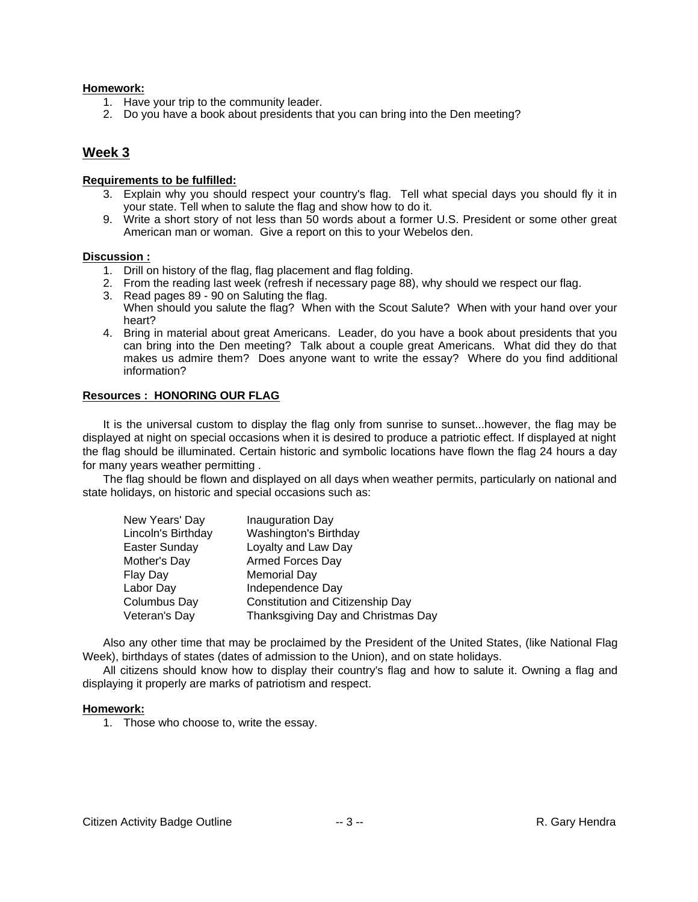**Homework:**

1. Have your trip to the community leader.
2. Do you have a book about presidents that you can bring into the Den meeting?

## Week 3

**Requirements to be fulfilled:**

3. Explain why you should respect your country's flag. Tell what special days you should fly it in your state. Tell when to salute the flag and show how to do it.
9. Write a short story of not less than 50 words about a former U.S. President or some other great American man or woman. Give a report on this to your Webelos den.

**Discussion :**

1. Drill on history of the flag, flag placement and flag folding.
2. From the reading last week (refresh if necessary page 88), why should we respect our flag.
3. Read pages 89 - 90 on Saluting the flag.
   When should you salute the flag? When with the Scout Salute? When with your hand over your heart?
4. Bring in material about great Americans. Leader, do you have a book about presidents that you can bring into the Den meeting? Talk about a couple great Americans. What did they do that makes us admire them? Does anyone want to write the essay? Where do you find additional information?

**Resources : HONORING OUR FLAG**

It is the universal custom to display the flag only from sunrise to sunset...however, the flag may be displayed at night on special occasions when it is desired to produce a patriotic effect. If displayed at night the flag should be illuminated. Certain historic and symbolic locations have flown the flag 24 hours a day for many years weather permitting .

The flag should be flown and displayed on all days when weather permits, particularly on national and state holidays, on historic and special occasions such as:

| | |
|---|---|
| New Years' Day | Inauguration Day |
| Lincoln's Birthday | Washington's Birthday |
| Easter Sunday | Loyalty and Law Day |
| Mother's Day | Armed Forces Day |
| Flay Day | Memorial Day |
| Labor Day | Independence Day |
| Columbus Day | Constitution and Citizenship Day |
| Veteran's Day | Thanksgiving Day and Christmas Day |

Also any other time that may be proclaimed by the President of the United States, (like National Flag Week), birthdays of states (dates of admission to the Union), and on state holidays.

All citizens should know how to display their country's flag and how to salute it. Owning a flag and displaying it properly are marks of patriotism and respect.

**Homework:**

1. Those who choose to, write the essay.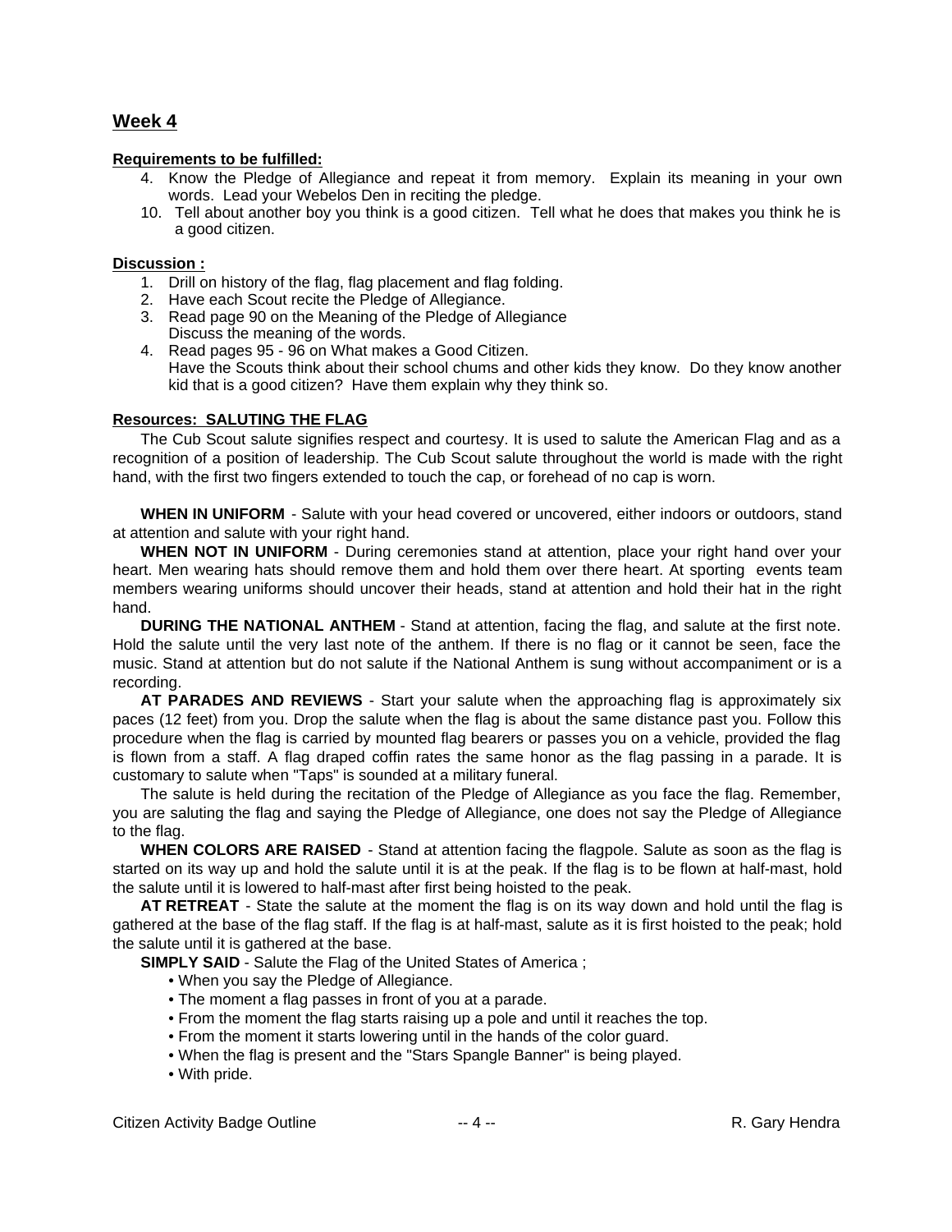## Week 4

**Requirements to be fulfilled:**

4. Know the Pledge of Allegiance and repeat it from memory. Explain its meaning in your own words. Lead your Webelos Den in reciting the pledge.
10. Tell about another boy you think is a good citizen. Tell what he does that makes you think he is a good citizen.

**Discussion :**

1. Drill on history of the flag, flag placement and flag folding.
2. Have each Scout recite the Pledge of Allegiance.
3. Read page 90 on the Meaning of the Pledge of Allegiance
   Discuss the meaning of the words.
4. Read pages 95 - 96 on What makes a Good Citizen.
   Have the Scouts think about their school chums and other kids they know. Do they know another kid that is a good citizen? Have them explain why they think so.

**Resources: SALUTING THE FLAG**

The Cub Scout salute signifies respect and courtesy. It is used to salute the American Flag and as a recognition of a position of leadership. The Cub Scout salute throughout the world is made with the right hand, with the first two fingers extended to touch the cap, or forehead of no cap is worn.

**WHEN IN UNIFORM** - Salute with your head covered or uncovered, either indoors or outdoors, stand at attention and salute with your right hand.

**WHEN NOT IN UNIFORM** - During ceremonies stand at attention, place your right hand over your heart. Men wearing hats should remove them and hold them over there heart. At sporting events team members wearing uniforms should uncover their heads, stand at attention and hold their hat in the right hand.

**DURING THE NATIONAL ANTHEM** - Stand at attention, facing the flag, and salute at the first note. Hold the salute until the very last note of the anthem. If there is no flag or it cannot be seen, face the music. Stand at attention but do not salute if the National Anthem is sung without accompaniment or is a recording.

**AT PARADES AND REVIEWS** - Start your salute when the approaching flag is approximately six paces (12 feet) from you. Drop the salute when the flag is about the same distance past you. Follow this procedure when the flag is carried by mounted flag bearers or passes you on a vehicle, provided the flag is flown from a staff. A flag draped coffin rates the same honor as the flag passing in a parade. It is customary to salute when "Taps" is sounded at a military funeral.

The salute is held during the recitation of the Pledge of Allegiance as you face the flag. Remember, you are saluting the flag and saying the Pledge of Allegiance, one does not say the Pledge of Allegiance to the flag.

**WHEN COLORS ARE RAISED** - Stand at attention facing the flagpole. Salute as soon as the flag is started on its way up and hold the salute until it is at the peak. If the flag is to be flown at half-mast, hold the salute until it is lowered to half-mast after first being hoisted to the peak.

**AT RETREAT** - State the salute at the moment the flag is on its way down and hold until the flag is gathered at the base of the flag staff. If the flag is at half-mast, salute as it is first hoisted to the peak; hold the salute until it is gathered at the base.

**SIMPLY SAID** - Salute the Flag of the United States of America ;

- When you say the Pledge of Allegiance.
- The moment a flag passes in front of you at a parade.
- From the moment the flag starts raising up a pole and until it reaches the top.
- From the moment it starts lowering until in the hands of the color guard.
- When the flag is present and the "Stars Spangle Banner" is being played.
- With pride.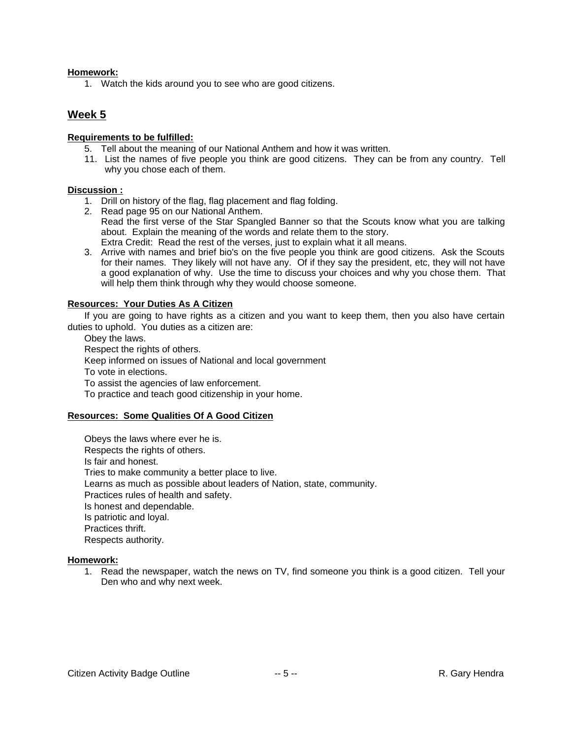**Homework:**

1. Watch the kids around you to see who are good citizens.

## Week 5

**Requirements to be fulfilled:**

5. Tell about the meaning of our National Anthem and how it was written.
11. List the names of five people you think are good citizens. They can be from any country. Tell why you chose each of them.

**Discussion :**

1. Drill on history of the flag, flag placement and flag folding.
2. Read page 95 on our National Anthem.
   Read the first verse of the Star Spangled Banner so that the Scouts know what you are talking about. Explain the meaning of the words and relate them to the story.
   Extra Credit: Read the rest of the verses, just to explain what it all means.
3. Arrive with names and brief bio's on the five people you think are good citizens. Ask the Scouts for their names. They likely will not have any. Of if they say the president, etc, they will not have a good explanation of why. Use the time to discuss your choices and why you chose them. That will help them think through why they would choose someone.

**Resources: Your Duties As A Citizen**

If you are going to have rights as a citizen and you want to keep them, then you also have certain duties to uphold. You duties as a citizen are:

Obey the laws.
Respect the rights of others.
Keep informed on issues of National and local government
To vote in elections.
To assist the agencies of law enforcement.
To practice and teach good citizenship in your home.

**Resources: Some Qualities Of A Good Citizen**

Obeys the laws where ever he is.
Respects the rights of others.
Is fair and honest.
Tries to make community a better place to live.
Learns as much as possible about leaders of Nation, state, community.
Practices rules of health and safety.
Is honest and dependable.
Is patriotic and loyal.
Practices thrift.
Respects authority.

**Homework:**

1. Read the newspaper, watch the news on TV, find someone you think is a good citizen. Tell your Den who and why next week.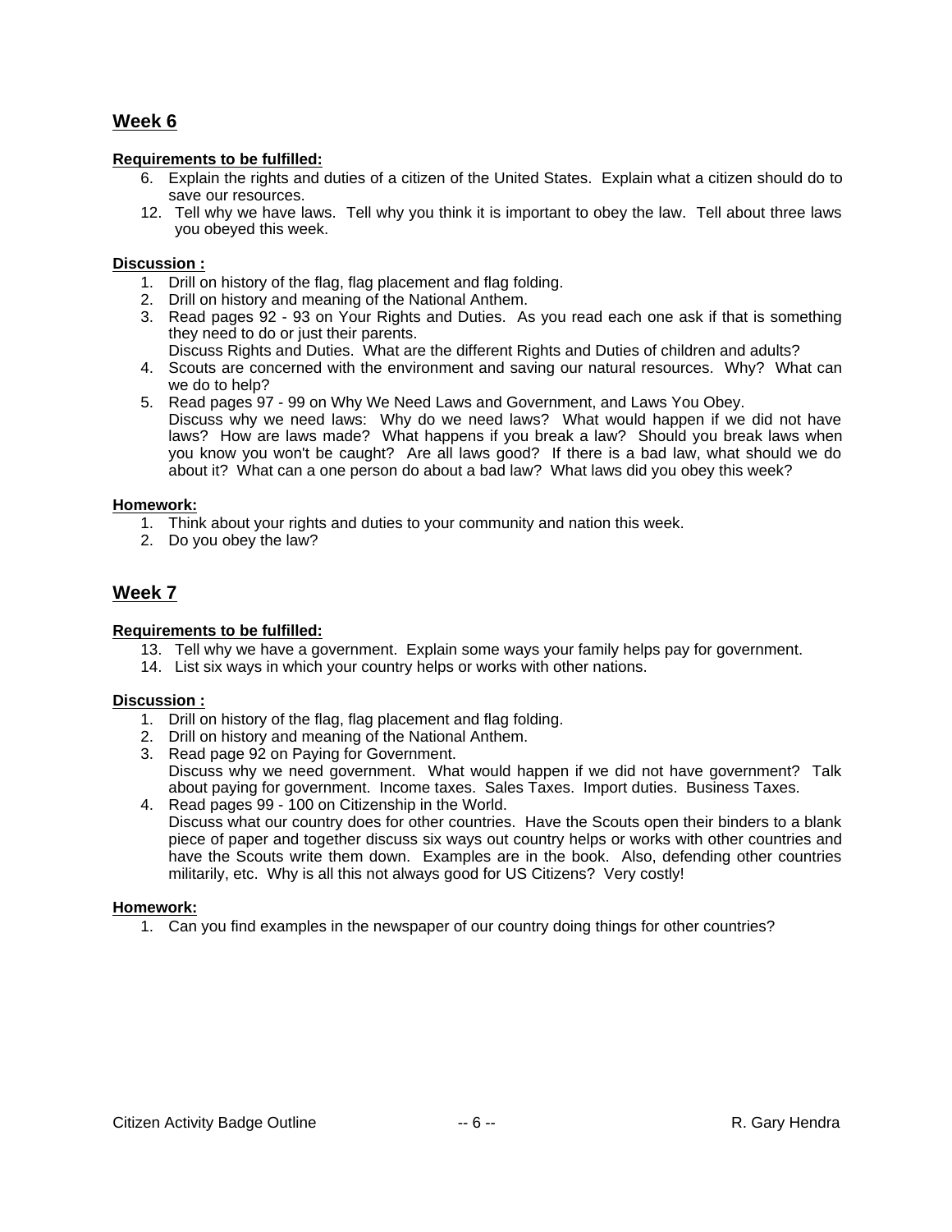## Week 6

**Requirements to be fulfilled:**

6. Explain the rights and duties of a citizen of the United States. Explain what a citizen should do to save our resources.
12. Tell why we have laws. Tell why you think it is important to obey the law. Tell about three laws you obeyed this week.

**Discussion :**

1. Drill on history of the flag, flag placement and flag folding.
2. Drill on history and meaning of the National Anthem.
3. Read pages 92 - 93 on Your Rights and Duties. As you read each one ask if that is something they need to do or just their parents.
   Discuss Rights and Duties. What are the different Rights and Duties of children and adults?
4. Scouts are concerned with the environment and saving our natural resources. Why? What can we do to help?
5. Read pages 97 - 99 on Why We Need Laws and Government, and Laws You Obey.
   Discuss why we need laws: Why do we need laws? What would happen if we did not have laws? How are laws made? What happens if you break a law? Should you break laws when you know you won't be caught? Are all laws good? If there is a bad law, what should we do about it? What can a one person do about a bad law? What laws did you obey this week?

**Homework:**

1. Think about your rights and duties to your community and nation this week.
2. Do you obey the law?

## Week 7

**Requirements to be fulfilled:**

13. Tell why we have a government. Explain some ways your family helps pay for government.
14. List six ways in which your country helps or works with other nations.

**Discussion :**

1. Drill on history of the flag, flag placement and flag folding.
2. Drill on history and meaning of the National Anthem.
3. Read page 92 on Paying for Government.
   Discuss why we need government. What would happen if we did not have government? Talk about paying for government. Income taxes. Sales Taxes. Import duties. Business Taxes.
4. Read pages 99 - 100 on Citizenship in the World.
   Discuss what our country does for other countries. Have the Scouts open their binders to a blank piece of paper and together discuss six ways out country helps or works with other countries and have the Scouts write them down. Examples are in the book. Also, defending other countries militarily, etc. Why is all this not always good for US Citizens? Very costly!

**Homework:**

1. Can you find examples in the newspaper of our country doing things for other countries?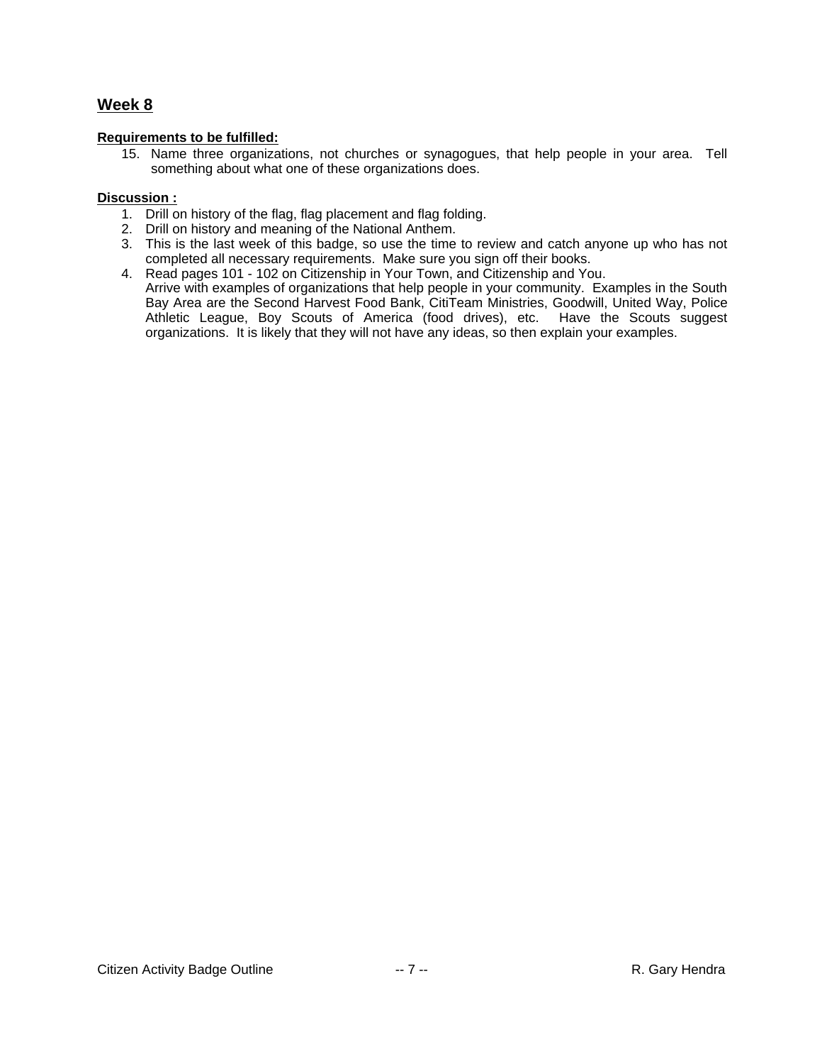## Week 8

**Requirements to be fulfilled:**

15. Name three organizations, not churches or synagogues, that help people in your area. Tell something about what one of these organizations does.

**Discussion :**

1. Drill on history of the flag, flag placement and flag folding.
2. Drill on history and meaning of the National Anthem.
3. This is the last week of this badge, so use the time to review and catch anyone up who has not completed all necessary requirements. Make sure you sign off their books.
4. Read pages 101 - 102 on Citizenship in Your Town, and Citizenship and You.
   Arrive with examples of organizations that help people in your community. Examples in the South Bay Area are the Second Harvest Food Bank, CitiTeam Ministries, Goodwill, United Way, Police Athletic League, Boy Scouts of America (food drives), etc. Have the Scouts suggest organizations. It is likely that they will not have any ideas, so then explain your examples.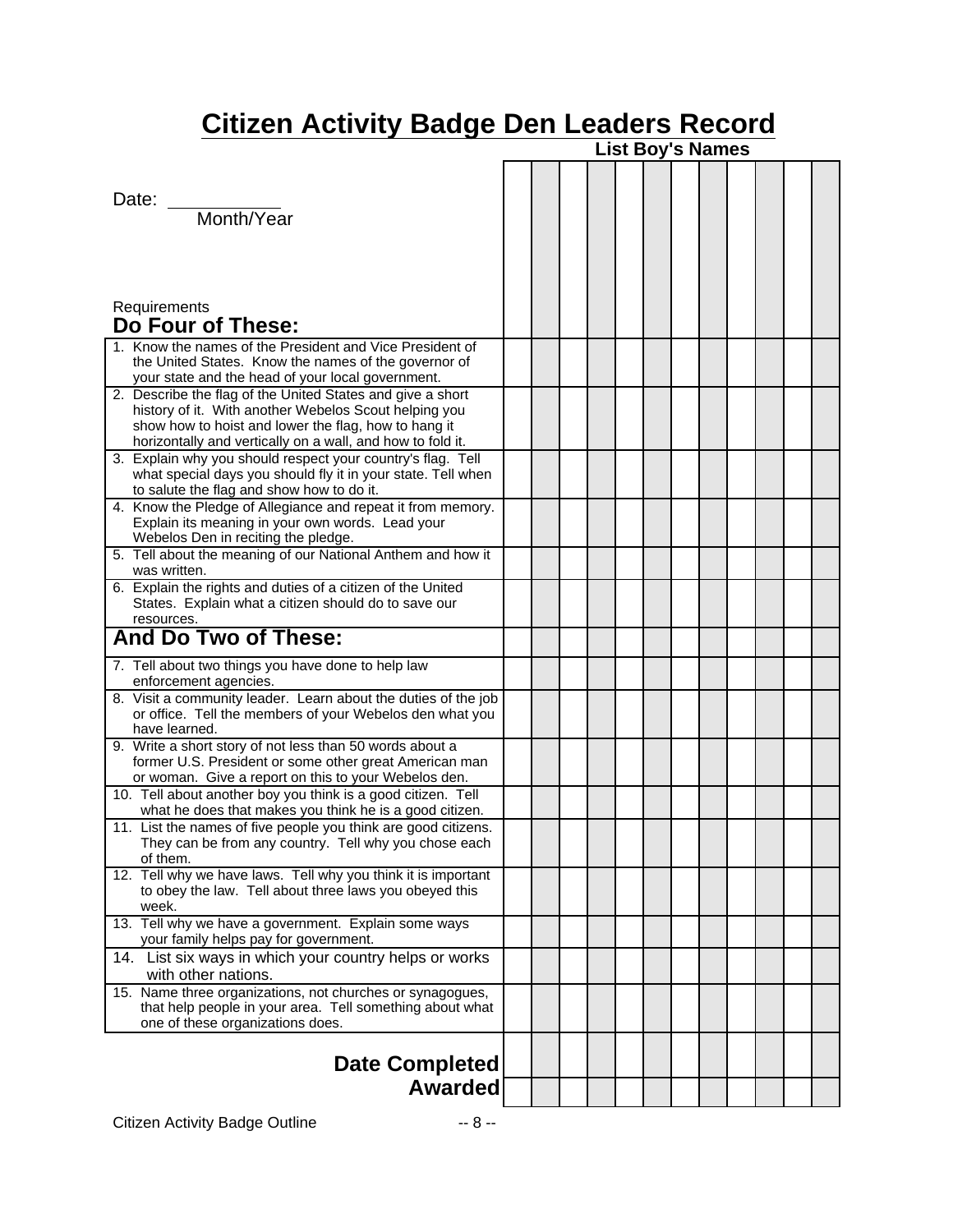# Citizen Activity Badge Den Leaders Record

| Date: ____________ Month/Year<br><br>Requirements<br>**Do Four of These:** | List Boy's Names | | | | | | | | | | | |
|---|---|---|---|---|---|---|---|---|---|---|---|---|
| 1. Know the names of the President and Vice President of the United States. Know the names of the governor of your state and the head of your local government. | | | | | | | | | | | | |
| 2. Describe the flag of the United States and give a short history of it. With another Webelos Scout helping you show how to hoist and lower the flag, how to hang it horizontally and vertically on a wall, and how to fold it. | | | | | | | | | | | | |
| 3. Explain why you should respect your country's flag. Tell what special days you should fly it in your state. Tell when to salute the flag and show how to do it. | | | | | | | | | | | | |
| 4. Know the Pledge of Allegiance and repeat it from memory. Explain its meaning in your own words. Lead your Webelos Den in reciting the pledge. | | | | | | | | | | | | |
| 5. Tell about the meaning of our National Anthem and how it was written. | | | | | | | | | | | | |
| 6. Explain the rights and duties of a citizen of the United States. Explain what a citizen should do to save our resources. | | | | | | | | | | | | |
| **And Do Two of These:** | | | | | | | | | | | | |
| 7. Tell about two things you have done to help law enforcement agencies. | | | | | | | | | | | | |
| 8. Visit a community leader. Learn about the duties of the job or office. Tell the members of your Webelos den what you have learned. | | | | | | | | | | | | |
| 9. Write a short story of not less than 50 words about a former U.S. President or some other great American man or woman. Give a report on this to your Webelos den. | | | | | | | | | | | | |
| 10. Tell about another boy you think is a good citizen. Tell what he does that makes you think he is a good citizen. | | | | | | | | | | | | |
| 11. List the names of five people you think are good citizens. They can be from any country. Tell why you chose each of them. | | | | | | | | | | | | |
| 12. Tell why we have laws. Tell why you think it is important to obey the law. Tell about three laws you obeyed this week. | | | | | | | | | | | | |
| 13. Tell why we have a government. Explain some ways your family helps pay for government. | | | | | | | | | | | | |
| 14. List six ways in which your country helps or works with other nations. | | | | | | | | | | | | |
| 15. Name three organizations, not churches or synagogues, that help people in your area. Tell something about what one of these organizations does. | | | | | | | | | | | | |
| **Date Completed** | | | | | | | | | | | | |
| **Awarded** | | | | | | | | | | | | |

Citizen Activity Badge Outline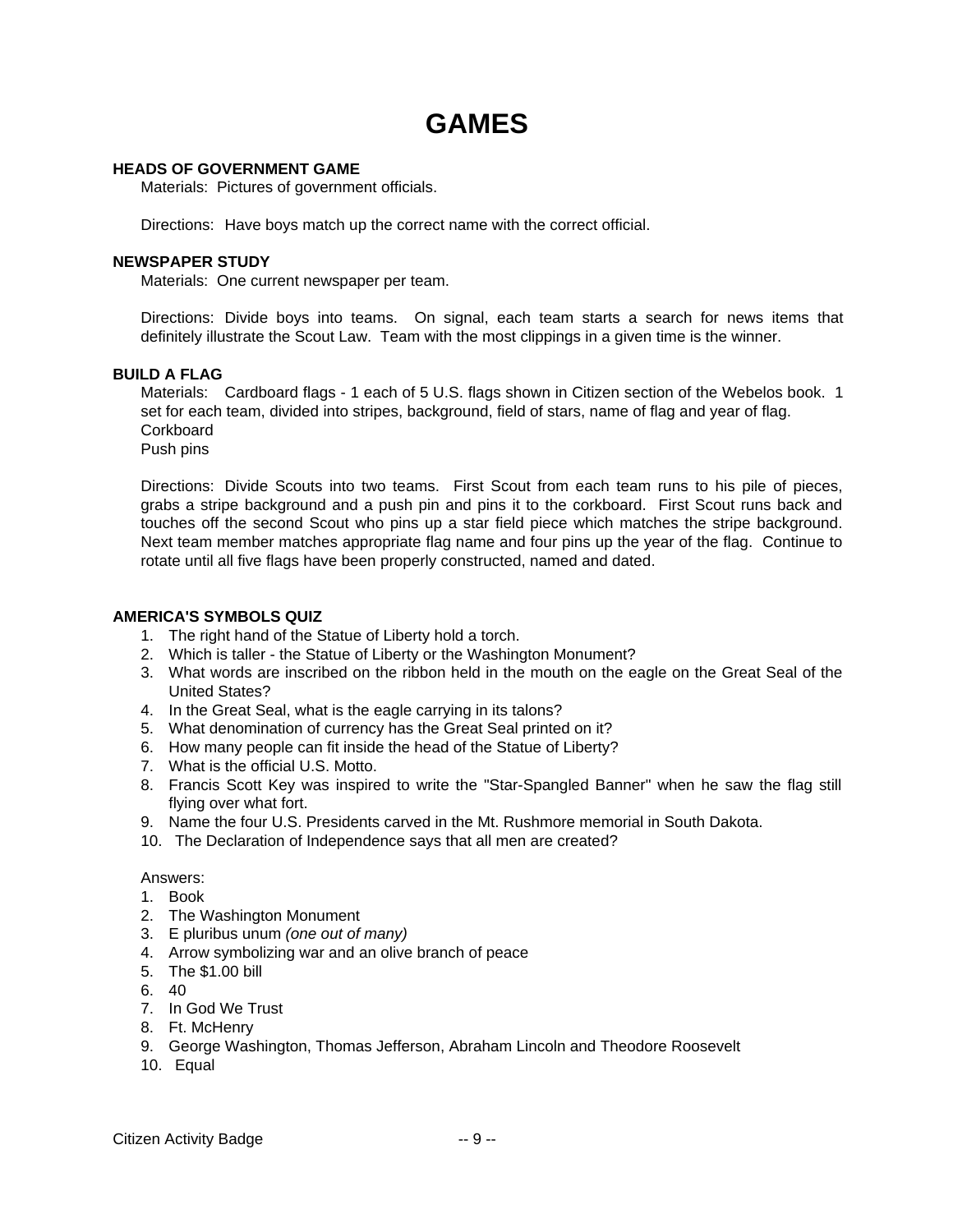# GAMES

**HEADS OF GOVERNMENT GAME**

Materials: Pictures of government officials.

Directions: Have boys match up the correct name with the correct official.

**NEWSPAPER STUDY**

Materials: One current newspaper per team.

Directions: Divide boys into teams. On signal, each team starts a search for news items that definitely illustrate the Scout Law. Team with the most clippings in a given time is the winner.

**BUILD A FLAG**

Materials: Cardboard flags - 1 each of 5 U.S. flags shown in Citizen section of the Webelos book. 1 set for each team, divided into stripes, background, field of stars, name of flag and year of flag.
Corkboard
Push pins

Directions: Divide Scouts into two teams. First Scout from each team runs to his pile of pieces, grabs a stripe background and a push pin and pins it to the corkboard. First Scout runs back and touches off the second Scout who pins up a star field piece which matches the stripe background. Next team member matches appropriate flag name and four pins up the year of the flag. Continue to rotate until all five flags have been properly constructed, named and dated.

**AMERICA'S SYMBOLS QUIZ**

1. The right hand of the Statue of Liberty hold a torch.
2. Which is taller - the Statue of Liberty or the Washington Monument?
3. What words are inscribed on the ribbon held in the mouth on the eagle on the Great Seal of the United States?
4. In the Great Seal, what is the eagle carrying in its talons?
5. What denomination of currency has the Great Seal printed on it?
6. How many people can fit inside the head of the Statue of Liberty?
7. What is the official U.S. Motto.
8. Francis Scott Key was inspired to write the "Star-Spangled Banner" when he saw the flag still flying over what fort.
9. Name the four U.S. Presidents carved in the Mt. Rushmore memorial in South Dakota.
10. The Declaration of Independence says that all men are created?

Answers:

1. Book
2. The Washington Monument
3. E pluribus unum *(one out of many)*
4. Arrow symbolizing war and an olive branch of peace
5. The $1.00 bill
6. 40
7. In God We Trust
8. Ft. McHenry
9. George Washington, Thomas Jefferson, Abraham Lincoln and Theodore Roosevelt
10. Equal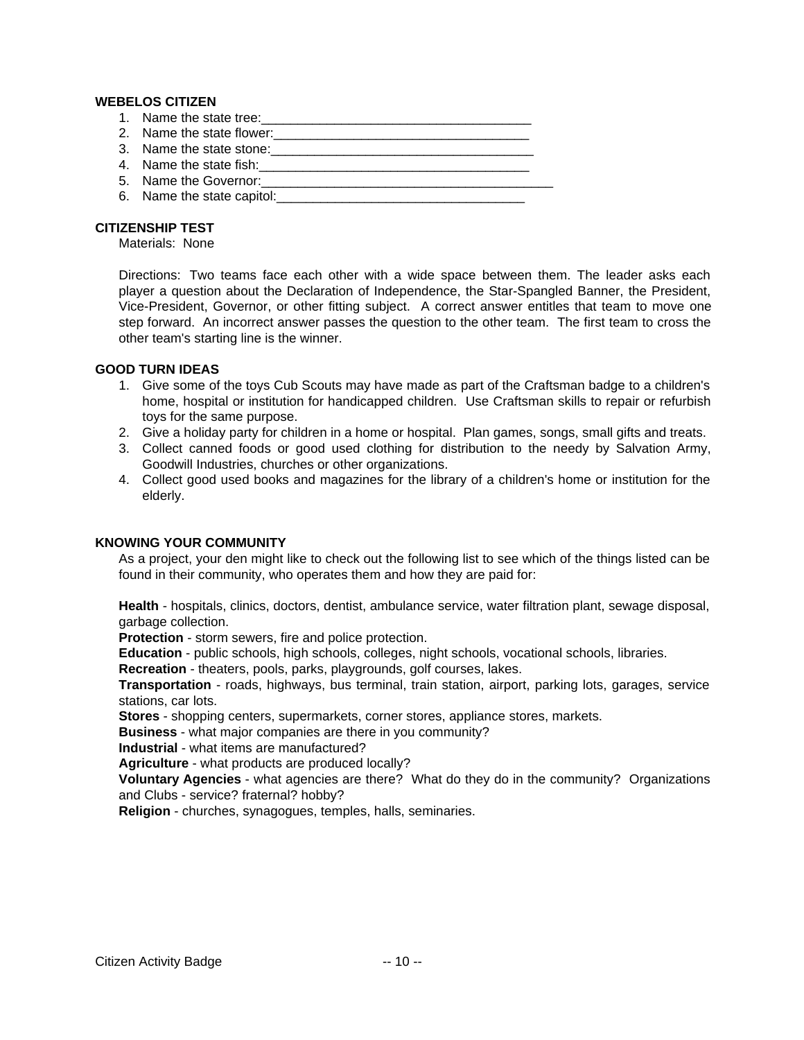**WEBELOS CITIZEN**

1. Name the state tree:_____________________________________
2. Name the state flower:___________________________________
3. Name the state stone:____________________________________
4. Name the state fish:_____________________________________
5. Name the Governor:_______________________________________
6. Name the state capitol:__________________________________

**CITIZENSHIP TEST**

Materials: None

Directions: Two teams face each other with a wide space between them. The leader asks each player a question about the Declaration of Independence, the Star-Spangled Banner, the President, Vice-President, Governor, or other fitting subject. A correct answer entitles that team to move one step forward. An incorrect answer passes the question to the other team. The first team to cross the other team's starting line is the winner.

**GOOD TURN IDEAS**

1. Give some of the toys Cub Scouts may have made as part of the Craftsman badge to a children's home, hospital or institution for handicapped children. Use Craftsman skills to repair or refurbish toys for the same purpose.
2. Give a holiday party for children in a home or hospital. Plan games, songs, small gifts and treats.
3. Collect canned foods or good used clothing for distribution to the needy by Salvation Army, Goodwill Industries, churches or other organizations.
4. Collect good used books and magazines for the library of a children's home or institution for the elderly.

**KNOWING YOUR COMMUNITY**

As a project, your den might like to check out the following list to see which of the things listed can be found in their community, who operates them and how they are paid for:

**Health** - hospitals, clinics, doctors, dentist, ambulance service, water filtration plant, sewage disposal, garbage collection.
**Protection** - storm sewers, fire and police protection.
**Education** - public schools, high schools, colleges, night schools, vocational schools, libraries.
**Recreation** - theaters, pools, parks, playgrounds, golf courses, lakes.
**Transportation** - roads, highways, bus terminal, train station, airport, parking lots, garages, service stations, car lots.
**Stores** - shopping centers, supermarkets, corner stores, appliance stores, markets.
**Business** - what major companies are there in you community?
**Industrial** - what items are manufactured?
**Agriculture** - what products are produced locally?
**Voluntary Agencies** - what agencies are there? What do they do in the community? Organizations and Clubs - service? fraternal? hobby?
**Religion** - churches, synagogues, temples, halls, seminaries.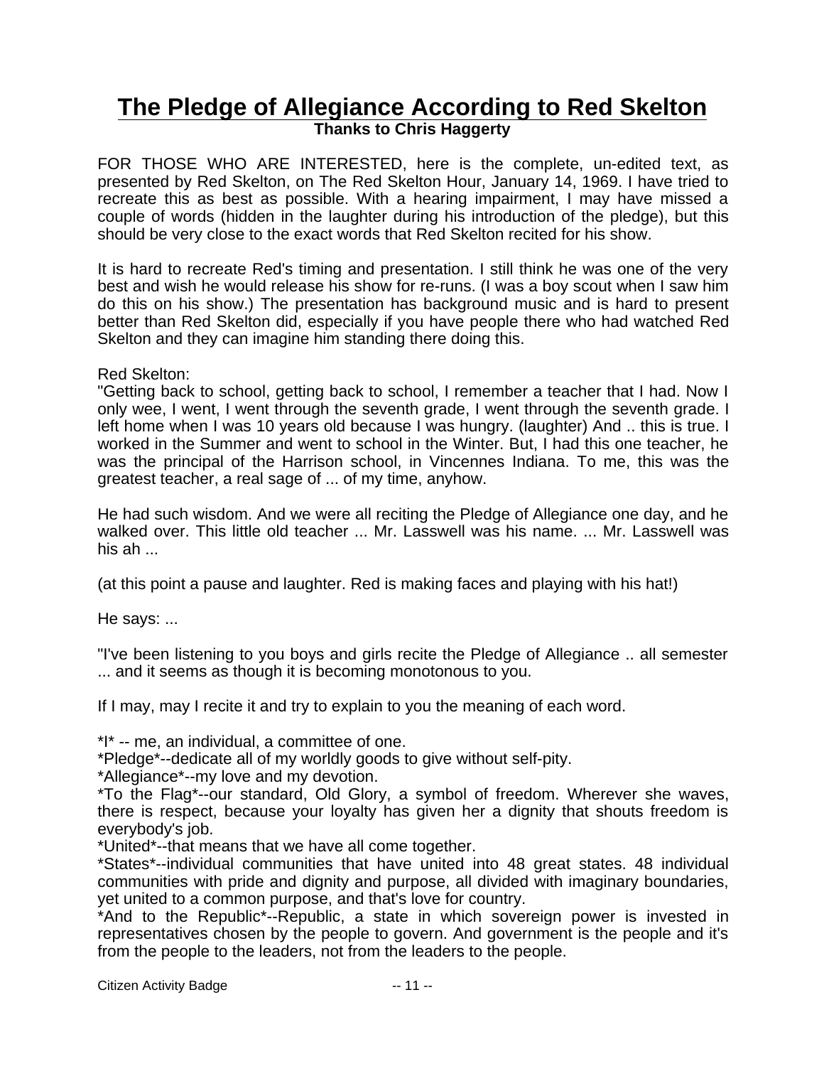# The Pledge of Allegiance According to Red Skelton

**Thanks to Chris Haggerty**

FOR THOSE WHO ARE INTERESTED, here is the complete, un-edited text, as presented by Red Skelton, on The Red Skelton Hour, January 14, 1969. I have tried to recreate this as best as possible. With a hearing impairment, I may have missed a couple of words (hidden in the laughter during his introduction of the pledge), but this should be very close to the exact words that Red Skelton recited for his show.

It is hard to recreate Red's timing and presentation. I still think he was one of the very best and wish he would release his show for re-runs. (I was a boy scout when I saw him do this on his show.) The presentation has background music and is hard to present better than Red Skelton did, especially if you have people there who had watched Red Skelton and they can imagine him standing there doing this.

Red Skelton:
"Getting back to school, getting back to school, I remember a teacher that I had. Now I only wee, I went, I went through the seventh grade, I went through the seventh grade. I left home when I was 10 years old because I was hungry. (laughter) And .. this is true. I worked in the Summer and went to school in the Winter. But, I had this one teacher, he was the principal of the Harrison school, in Vincennes Indiana. To me, this was the greatest teacher, a real sage of ... of my time, anyhow.

He had such wisdom. And we were all reciting the Pledge of Allegiance one day, and he walked over. This little old teacher ... Mr. Lasswell was his name. ... Mr. Lasswell was his ah ...

(at this point a pause and laughter. Red is making faces and playing with his hat!)

He says: ...

"I've been listening to you boys and girls recite the Pledge of Allegiance .. all semester ... and it seems as though it is becoming monotonous to you.

If I may, may I recite it and try to explain to you the meaning of each word.

*I* -- me, an individual, a committee of one.
*Pledge*--dedicate all of my worldly goods to give without self-pity.
*Allegiance*--my love and my devotion.
*To the Flag*--our standard, Old Glory, a symbol of freedom. Wherever she waves, there is respect, because your loyalty has given her a dignity that shouts freedom is everybody's job.
*United*--that means that we have all come together.
*States*--individual communities that have united into 48 great states. 48 individual communities with pride and dignity and purpose, all divided with imaginary boundaries, yet united to a common purpose, and that's love for country.
*And to the Republic*--Republic, a state in which sovereign power is invested in representatives chosen by the people to govern. And government is the people and it's from the people to the leaders, not from the leaders to the people.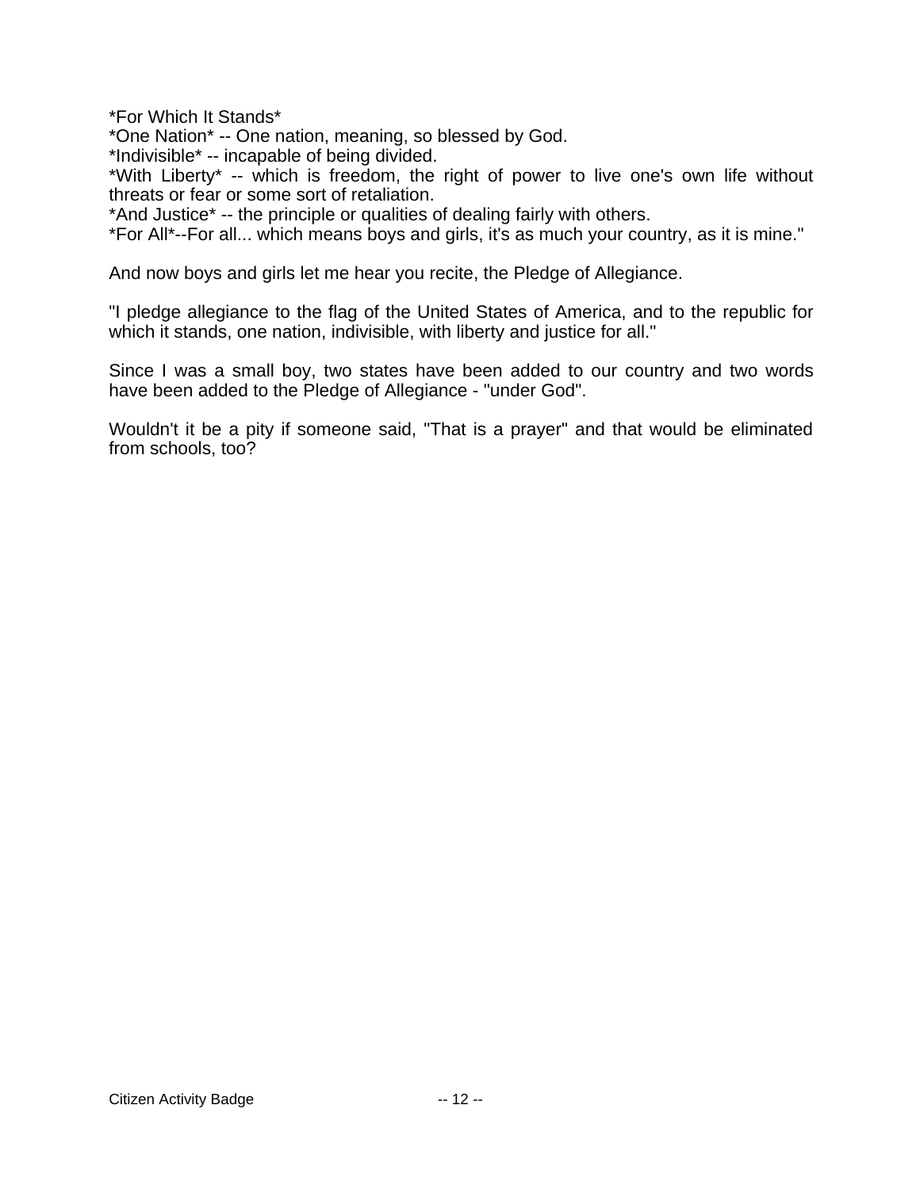*For Which It Stands*
*One Nation* -- One nation, meaning, so blessed by God.
*Indivisible* -- incapable of being divided.
*With Liberty* -- which is freedom, the right of power to live one's own life without threats or fear or some sort of retaliation.
*And Justice* -- the principle or qualities of dealing fairly with others.
*For All*--For all... which means boys and girls, it's as much your country, as it is mine."

And now boys and girls let me hear you recite, the Pledge of Allegiance.

"I pledge allegiance to the flag of the United States of America, and to the republic for which it stands, one nation, indivisible, with liberty and justice for all."

Since I was a small boy, two states have been added to our country and two words have been added to the Pledge of Allegiance - "under God".

Wouldn't it be a pity if someone said, "That is a prayer" and that would be eliminated from schools, too?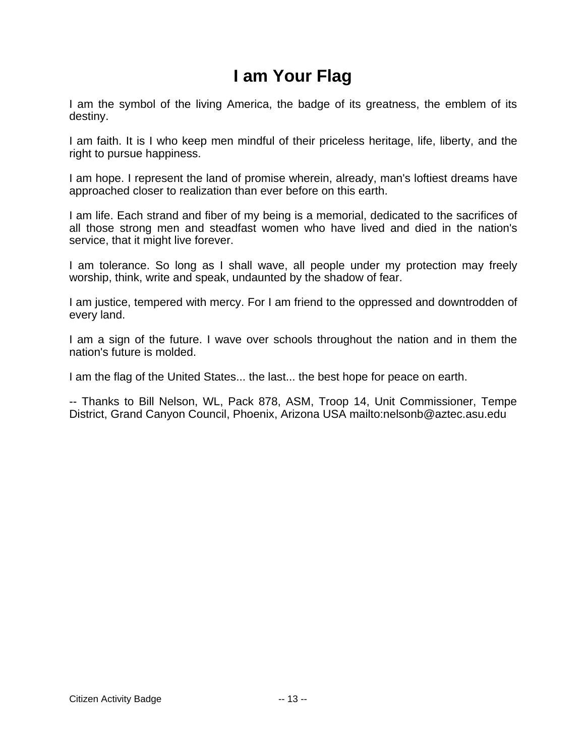# I am Your Flag

I am the symbol of the living America, the badge of its greatness, the emblem of its destiny.

I am faith. It is I who keep men mindful of their priceless heritage, life, liberty, and the right to pursue happiness.

I am hope. I represent the land of promise wherein, already, man's loftiest dreams have approached closer to realization than ever before on this earth.

I am life. Each strand and fiber of my being is a memorial, dedicated to the sacrifices of all those strong men and steadfast women who have lived and died in the nation's service, that it might live forever.

I am tolerance. So long as I shall wave, all people under my protection may freely worship, think, write and speak, undaunted by the shadow of fear.

I am justice, tempered with mercy. For I am friend to the oppressed and downtrodden of every land.

I am a sign of the future. I wave over schools throughout the nation and in them the nation's future is molded.

I am the flag of the United States... the last... the best hope for peace on earth.

-- Thanks to Bill Nelson, WL, Pack 878, ASM, Troop 14, Unit Commissioner, Tempe District, Grand Canyon Council, Phoenix, Arizona USA mailto:nelsonb@aztec.asu.edu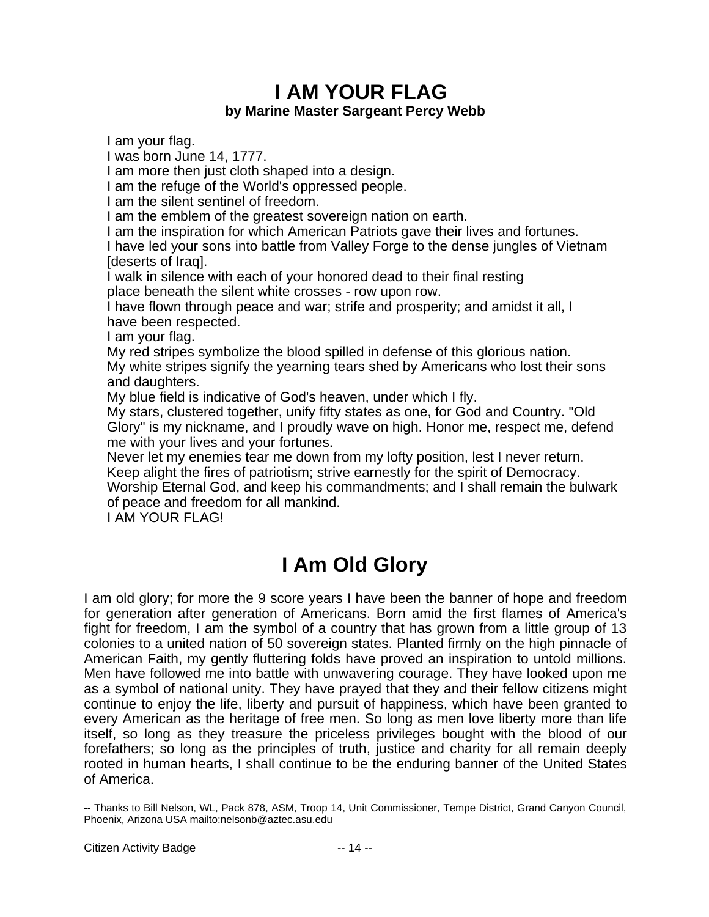# I AM YOUR FLAG

**by Marine Master Sargeant Percy Webb**

I am your flag.
I was born June 14, 1777.
I am more then just cloth shaped into a design.
I am the refuge of the World's oppressed people.
I am the silent sentinel of freedom.
I am the emblem of the greatest sovereign nation on earth.
I am the inspiration for which American Patriots gave their lives and fortunes.
I have led your sons into battle from Valley Forge to the dense jungles of Vietnam [deserts of Iraq].
I walk in silence with each of your honored dead to their final resting place beneath the silent white crosses - row upon row.
I have flown through peace and war; strife and prosperity; and amidst it all, I have been respected.
I am your flag.
My red stripes symbolize the blood spilled in defense of this glorious nation.
My white stripes signify the yearning tears shed by Americans who lost their sons and daughters.
My blue field is indicative of God's heaven, under which I fly.
My stars, clustered together, unify fifty states as one, for God and Country. "Old Glory" is my nickname, and I proudly wave on high. Honor me, respect me, defend me with your lives and your fortunes.
Never let my enemies tear me down from my lofty position, lest I never return.
Keep alight the fires of patriotism; strive earnestly for the spirit of Democracy.
Worship Eternal God, and keep his commandments; and I shall remain the bulwark of peace and freedom for all mankind.
I AM YOUR FLAG!

# I Am Old Glory

I am old glory; for more the 9 score years I have been the banner of hope and freedom for generation after generation of Americans. Born amid the first flames of America's fight for freedom, I am the symbol of a country that has grown from a little group of 13 colonies to a united nation of 50 sovereign states. Planted firmly on the high pinnacle of American Faith, my gently fluttering folds have proved an inspiration to untold millions. Men have followed me into battle with unwavering courage. They have looked upon me as a symbol of national unity. They have prayed that they and their fellow citizens might continue to enjoy the life, liberty and pursuit of happiness, which have been granted to every American as the heritage of free men. So long as men love liberty more than life itself, so long as they treasure the priceless privileges bought with the blood of our forefathers; so long as the principles of truth, justice and charity for all remain deeply rooted in human hearts, I shall continue to be the enduring banner of the United States of America.

-- Thanks to Bill Nelson, WL, Pack 878, ASM, Troop 14, Unit Commissioner, Tempe District, Grand Canyon Council, Phoenix, Arizona USA mailto:nelsonb@aztec.asu.edu